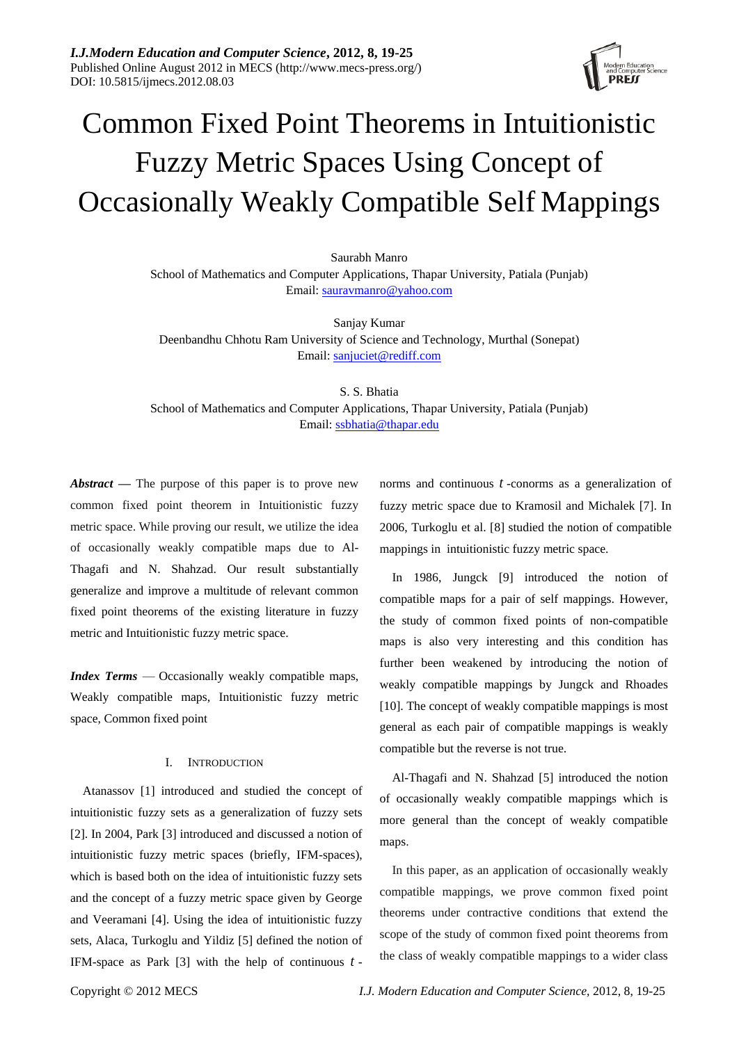# Common Fixed Point Theorems in Intuitionistic Fuzzy Metric Spaces Using Concept of Occasionally Weakly Compatible Self Mappings

Saurabh Manro
School of Mathematics and Computer Applications, Thapar University, Patiala (Punjab)
Email: sauravmanro@yahoo.com

Sanjay Kumar
Deenbandhu Chhotu Ram University of Science and Technology, Murthal (Sonepat)
Email: sanjuciet@rediff.com

S. S. Bhatia
School of Mathematics and Computer Applications, Thapar University, Patiala (Punjab)
Email: ssbhatia@thapar.edu

***Abstract*** **—** The purpose of this paper is to prove new common fixed point theorem in Intuitionistic fuzzy metric space. While proving our result, we utilize the idea of occasionally weakly compatible maps due to Al-Thagafi and N. Shahzad. Our result substantially generalize and improve a multitude of relevant common fixed point theorems of the existing literature in fuzzy metric and Intuitionistic fuzzy metric space.

***Index Terms*** — Occasionally weakly compatible maps, Weakly compatible maps, Intuitionistic fuzzy metric space, Common fixed point

## I. Introduction

Atanassov [1] introduced and studied the concept of intuitionistic fuzzy sets as a generalization of fuzzy sets [2]. In 2004, Park [3] introduced and discussed a notion of intuitionistic fuzzy metric spaces (briefly, IFM-spaces), which is based both on the idea of intuitionistic fuzzy sets and the concept of a fuzzy metric space given by George and Veeramani [4]. Using the idea of intuitionistic fuzzy sets, Alaca, Turkoglu and Yildiz [5] defined the notion of IFM-space as Park [3] with the help of continuous $t$-norms and continuous $t$-conorms as a generalization of fuzzy metric space due to Kramosil and Michalek [7]. In 2006, Turkoglu et al. [8] studied the notion of compatible mappings in intuitionistic fuzzy metric space.

In 1986, Jungck [9] introduced the notion of compatible maps for a pair of self mappings. However, the study of common fixed points of non-compatible maps is also very interesting and this condition has further been weakened by introducing the notion of weakly compatible mappings by Jungck and Rhoades [10]. The concept of weakly compatible mappings is most general as each pair of compatible mappings is weakly compatible but the reverse is not true.

Al-Thagafi and N. Shahzad [5] introduced the notion of occasionally weakly compatible mappings which is more general than the concept of weakly compatible maps.

In this paper, as an application of occasionally weakly compatible mappings, we prove common fixed point theorems under contractive conditions that extend the scope of the study of common fixed point theorems from the class of weakly compatible mappings to a wider class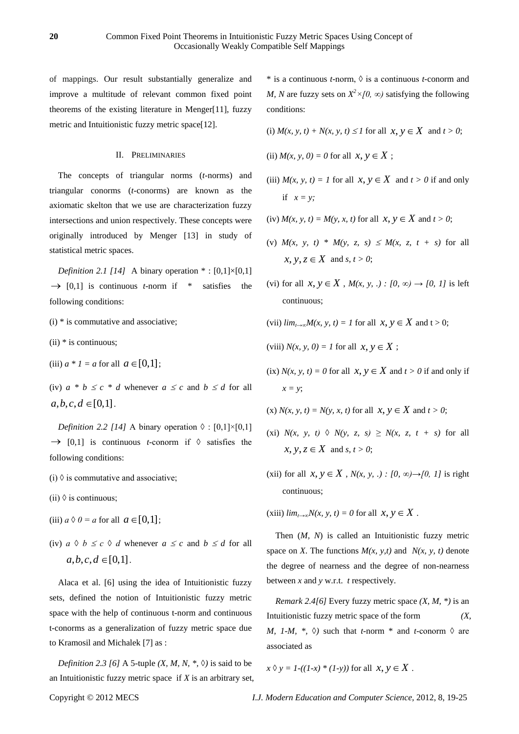of mappings. Our result substantially generalize and improve a multitude of relevant common fixed point theorems of the existing literature in Menger[11], fuzzy metric and Intuitionistic fuzzy metric space[12].

## II. Preliminaries

The concepts of triangular norms (*t*-norms) and triangular conorms (*t*-conorms) are known as the axiomatic skelton that we use are characterization fuzzy intersections and union respectively. These concepts were originally introduced by Menger [13] in study of statistical metric spaces.

*Definition 2.1 [14]* A binary operation $* : [0,1]\times[0,1] \to [0,1]$ is continuous *t*-norm if $*$ satisfies the following conditions:

(i) $*$ is commutative and associative;

(ii) $*$ is continuous;

(iii) $a * 1 = a$ for all $a \in [0,1]$;

(iv) $a * b \leq c * d$ whenever $a \leq c$ and $b \leq d$ for all $a,b,c,d \in [0,1]$.

*Definition 2.2 [14]* A binary operation $\lozenge : [0,1]\times[0,1] \to [0,1]$ is continuous *t*-conorm if $\lozenge$ satisfies the following conditions:

(i) $\lozenge$ is commutative and associative;

(ii) $\lozenge$ is continuous;

(iii) $a \lozenge 0 = a$ for all $a \in [0,1]$;

(iv) $a \lozenge b \leq c \lozenge d$ whenever $a \leq c$ and $b \leq d$ for all $a,b,c,d \in [0,1]$.

Alaca et al. [6] using the idea of Intuitionistic fuzzy sets, defined the notion of Intuitionistic fuzzy metric space with the help of continuous t-norm and continuous t-conorms as a generalization of fuzzy metric space due to Kramosil and Michalek [7] as :

*Definition 2.3 [6]* A 5-tuple $(X, M, N, *, \lozenge)$ is said to be an Intuitionistic fuzzy metric space if $X$ is an arbitrary set, $*$ is a continuous *t*-norm, $\lozenge$ is a continuous *t*-conorm and $M$, $N$ are fuzzy sets on $X^2\times[0, \infty)$ satisfying the following conditions:

(i) $M(x, y, t) + N(x, y, t) \leq 1$ for all $x, y \in X$ and $t > 0$;

(ii) $M(x, y, 0) = 0$ for all $x, y \in X$ ;

(iii) $M(x, y, t) = 1$ for all $x, y \in X$ and $t > 0$ if and only if $x = y$;

(iv) $M(x, y, t) = M(y, x, t)$ for all $x, y \in X$ and $t > 0$;

(v) $M(x, y, t) * M(y, z, s) \leq M(x, z, t + s)$ for all $x, y, z \in X$ and $s, t > 0$;

(vi) for all $x, y \in X$ , $M(x, y, .) : [0, \infty) \to [0, 1]$ is left continuous;

(vii) $\lim_{t\to\infty}M(x, y, t) = 1$ for all $x, y \in X$ and $t > 0$;

(viii) $N(x, y, 0) = 1$ for all $x, y \in X$ ;

(ix) $N(x, y, t) = 0$ for all $x, y \in X$ and $t > 0$ if and only if $x = y$;

(x) $N(x, y, t) = N(y, x, t)$ for all $x, y \in X$ and $t > 0$;

(xi) $N(x, y, t) \lozenge N(y, z, s) \geq N(x, z, t + s)$ for all $x, y, z \in X$ and $s, t > 0$;

(xii) for all $x, y \in X$ , $N(x, y, .) : [0, \infty)\to[0, 1]$ is right continuous;

(xiii) $\lim_{t\to\infty}N(x, y, t) = 0$ for all $x, y \in X$ .

Then $(M, N)$ is called an Intuitionistic fuzzy metric space on $X$. The functions $M(x, y,t)$ and $N(x, y, t)$ denote the degree of nearness and the degree of non-nearness between $x$ and $y$ w.r.t. $t$ respectively.

*Remark 2.4[6]* Every fuzzy metric space $(X, M, *)$ is an Intuitionistic fuzzy metric space of the form $(X, M, 1-M, *, \lozenge)$ such that *t*-norm $*$ and *t*-conorm $\lozenge$ are associated as

$x \lozenge y = 1-((1-x) * (1-y))$ for all $x, y \in X$ .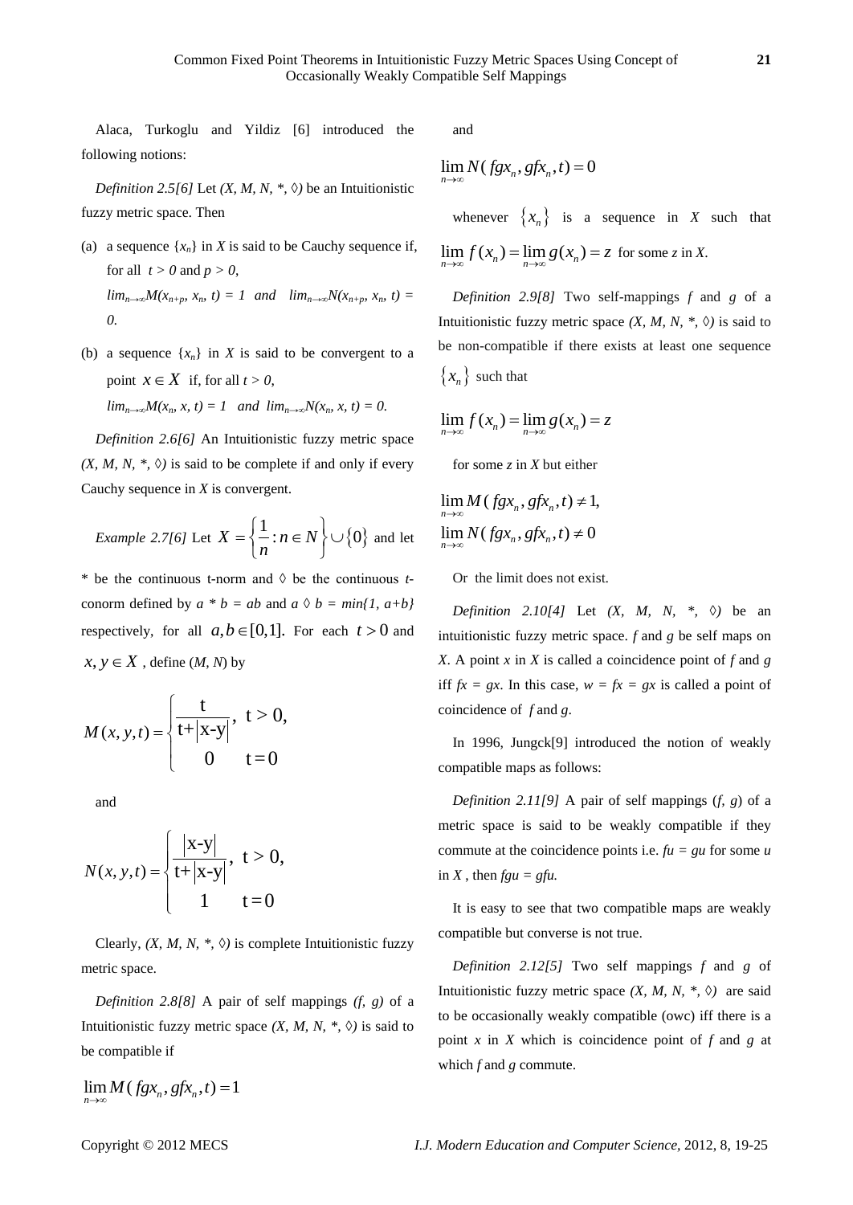Alaca, Turkoglu and Yildiz [6] introduced the following notions:

*Definition 2.5[6]* Let *(X, M, N, \*, ◊)* be an Intuitionistic fuzzy metric space. Then

(a) a sequence $\{x_n\}$ in $X$ is said to be Cauchy sequence if, for all $t > 0$ and $p > 0$,
$lim_{n\to\infty}M(x_{n+p}, x_n, t) = 1$ and $lim_{n\to\infty}N(x_{n+p}, x_n, t) = 0$.

(b) a sequence $\{x_n\}$ in $X$ is said to be convergent to a point $x \in X$ if, for all $t > 0$,
$lim_{n\to\infty}M(x_n, x, t) = 1$ and $lim_{n\to\infty}N(x_n, x, t) = 0$.

*Definition 2.6[6]* An Intuitionistic fuzzy metric space *(X, M, N, \*, ◊)* is said to be complete if and only if every Cauchy sequence in *X* is convergent.

*Example 2.7[6]* Let $X = \left\{\frac{1}{n} : n \in N\right\} \cup \{0\}$ and let \* be the continuous t-norm and ◊ be the continuous *t*-conorm defined by $a * b = ab$ and $a \lozenge b = \min\{1, a+b\}$ respectively, for all $a, b \in [0,1]$. For each $t > 0$ and $x, y \in X$, define (*M, N*) by

$$M(x,y,t) = \begin{cases} \dfrac{t}{t+|x-y|}, & t > 0, \\ 0 & t = 0 \end{cases}$$

and

$$N(x,y,t) = \begin{cases} \dfrac{|x-y|}{t+|x-y|}, & t > 0, \\ 1 & t = 0 \end{cases}$$

Clearly, *(X, M, N, \*, ◊)* is complete Intuitionistic fuzzy metric space.

*Definition 2.8[8]* A pair of self mappings *(f, g)* of a Intuitionistic fuzzy metric space *(X, M, N, \*, ◊)* is said to be compatible if

$$\lim_{n\to\infty} M(fgx_n, gfx_n, t) = 1$$

and

$$\lim_{n\to\infty} N(fgx_n, gfx_n, t) = 0$$

whenever $\{x_n\}$ is a sequence in *X* such that $\lim_{n\to\infty} f(x_n) = \lim_{n\to\infty} g(x_n) = z$ for some *z* in *X*.

*Definition 2.9[8]* Two self-mappings *f* and *g* of a Intuitionistic fuzzy metric space *(X, M, N, \*, ◊)* is said to be non-compatible if there exists at least one sequence $\{x_n\}$ such that

$$\lim_{n\to\infty} f(x_n) = \lim_{n\to\infty} g(x_n) = z$$

for some *z* in *X* but either

$$\lim_{n\to\infty} M(fgx_n, gfx_n, t) \neq 1,$$
$$\lim_{n\to\infty} N(fgx_n, gfx_n, t) \neq 0$$

Or the limit does not exist.

*Definition 2.10[4]* Let *(X, M, N, \*, ◊)* be an intuitionistic fuzzy metric space. *f* and *g* be self maps on *X*. A point *x* in *X* is called a coincidence point of *f* and *g* iff $fx = gx$. In this case, $w = fx = gx$ is called a point of coincidence of *f* and *g*.

In 1996, Jungck[9] introduced the notion of weakly compatible maps as follows:

*Definition 2.11[9]* A pair of self mappings (*f, g*) of a metric space is said to be weakly compatible if they commute at the coincidence points i.e. $fu = gu$ for some *u* in *X* , then $fgu = gfu$.

It is easy to see that two compatible maps are weakly compatible but converse is not true.

*Definition 2.12[5]* Two self mappings *f* and *g* of Intuitionistic fuzzy metric space *(X, M, N, \*, ◊)* are said to be occasionally weakly compatible (owc) iff there is a point *x* in *X* which is coincidence point of *f* and *g* at which *f* and *g* commute.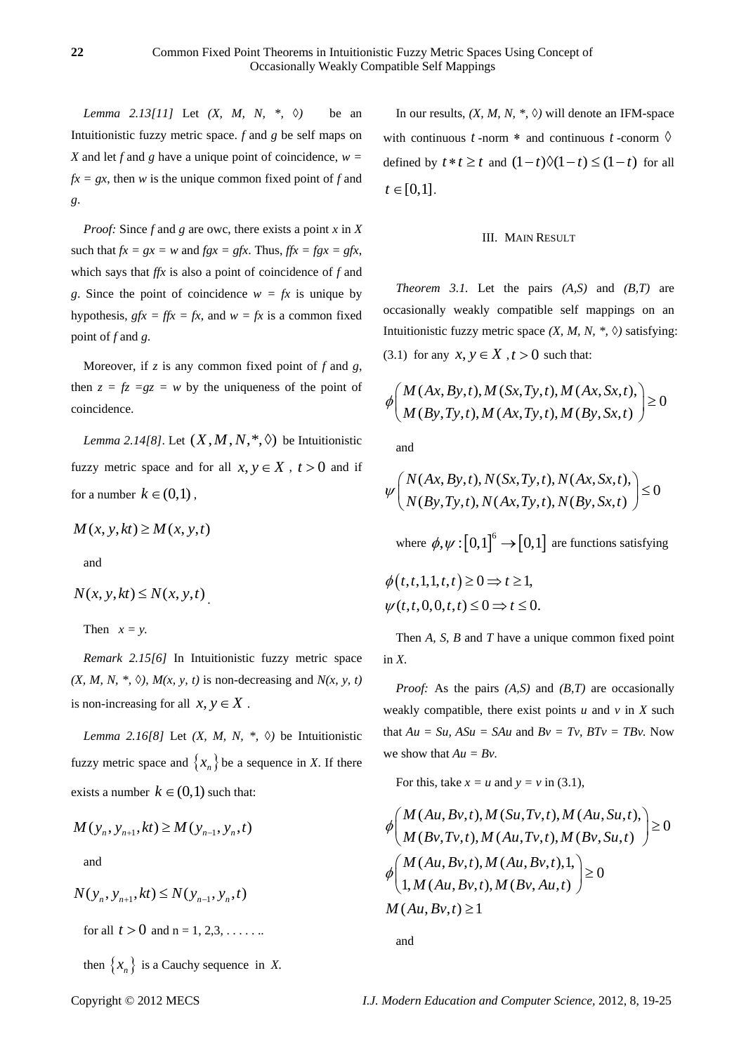*Lemma 2.13[11]* Let *(X, M, N, *, ◊)* be an Intuitionistic fuzzy metric space. *f* and *g* be self maps on *X* and let *f* and *g* have a unique point of coincidence, *w = fx = gx*, then *w* is the unique common fixed point of *f* and *g*.

*Proof:* Since *f* and *g* are owc, there exists a point *x* in *X* such that *fx = gx = w* and *fgx = gfx*. Thus, *ffx = fgx = gfx*, which says that *ffx* is also a point of coincidence of *f* and *g*. Since the point of coincidence *w = fx* is unique by hypothesis, *gfx = ffx = fx*, and *w = fx* is a common fixed point of *f* and *g*.

Moreover, if *z* is any common fixed point of *f* and *g*, then *z = fz =gz = w* by the uniqueness of the point of coincidence.

*Lemma 2.14[8]*. Let $(X, M, N, *, \Diamond)$ be Intuitionistic fuzzy metric space and for all $x, y \in X$ , $t > 0$ and if for a number $k \in (0,1)$ ,

$$M(x, y, kt) \geq M(x, y, t)$$

and

$$N(x, y, kt) \leq N(x, y, t).$$

Then $x = y$.

*Remark 2.15[6]* In Intuitionistic fuzzy metric space *(X, M, N, *, ◊)*, *M(x, y, t)* is non-decreasing and *N(x, y, t)* is non-increasing for all $x, y \in X$ .

*Lemma 2.16[8]* Let *(X, M, N, *, ◊)* be Intuitionistic fuzzy metric space and $\{x_n\}$ be a sequence in *X*. If there exists a number $k \in (0,1)$ such that:

$$M(y_n, y_{n+1}, kt) \geq M(y_{n-1}, y_n, t)$$

and

$$N(y_n, y_{n+1}, kt) \leq N(y_{n-1}, y_n, t)$$

for all $t > 0$ and n = 1, 2,3, . . . . . ..

then $\{x_n\}$ is a Cauchy sequence in *X*.

In our results, *(X, M, N, *, ◊)* will denote an IFM-space with continuous $t$-norm $*$ and continuous $t$-conorm $\Diamond$ defined by $t * t \geq t$ and $(1-t)\Diamond(1-t) \leq (1-t)$ for all $t \in [0,1]$.

## III. Main Result

*Theorem 3.1.* Let the pairs *(A,S)* and *(B,T)* are occasionally weakly compatible self mappings on an Intuitionistic fuzzy metric space *(X, M, N, *, ◊)* satisfying:

(3.1) for any $x, y \in X$ , $t > 0$ such that:

$$\phi\begin{pmatrix} M(Ax, By, t), M(Sx, Ty, t), M(Ax, Sx, t), \\ M(By, Ty, t), M(Ax, Ty, t), M(By, Sx, t) \end{pmatrix} \geq 0$$

and

$$\psi\begin{pmatrix} N(Ax, By, t), N(Sx, Ty, t), N(Ax, Sx, t), \\ N(By, Ty, t), N(Ax, Ty, t), N(By, Sx, t) \end{pmatrix} \leq 0$$

where $\phi, \psi : [0,1]^6 \to [0,1]$ are functions satisfying

$$\phi(t, t, 1, 1, t, t) \geq 0 \Rightarrow t \geq 1,$$
$$\psi(t, t, 0, 0, t, t) \leq 0 \Rightarrow t \leq 0.$$

Then *A, S, B* and *T* have a unique common fixed point in *X*.

*Proof:* As the pairs *(A,S)* and *(B,T)* are occasionally weakly compatible, there exist points *u* and *v* in *X* such that *Au = Su, ASu = SAu* and *Bv = Tv, BTv = TBv*. Now we show that *Au = Bv*.

For this, take *x = u* and *y = v* in (3.1),

$$\phi\begin{pmatrix} M(Au, Bv, t), M(Su, Tv, t), M(Au, Su, t), \\ M(Bv, Tv, t), M(Au, Tv, t), M(Bv, Su, t) \end{pmatrix} \geq 0$$
$$\phi\begin{pmatrix} M(Au, Bv, t), M(Au, Bv, t), 1, \\ 1, M(Au, Bv, t), M(Bv, Au, t) \end{pmatrix} \geq 0$$
$$M(Au, Bv, t) \geq 1$$

and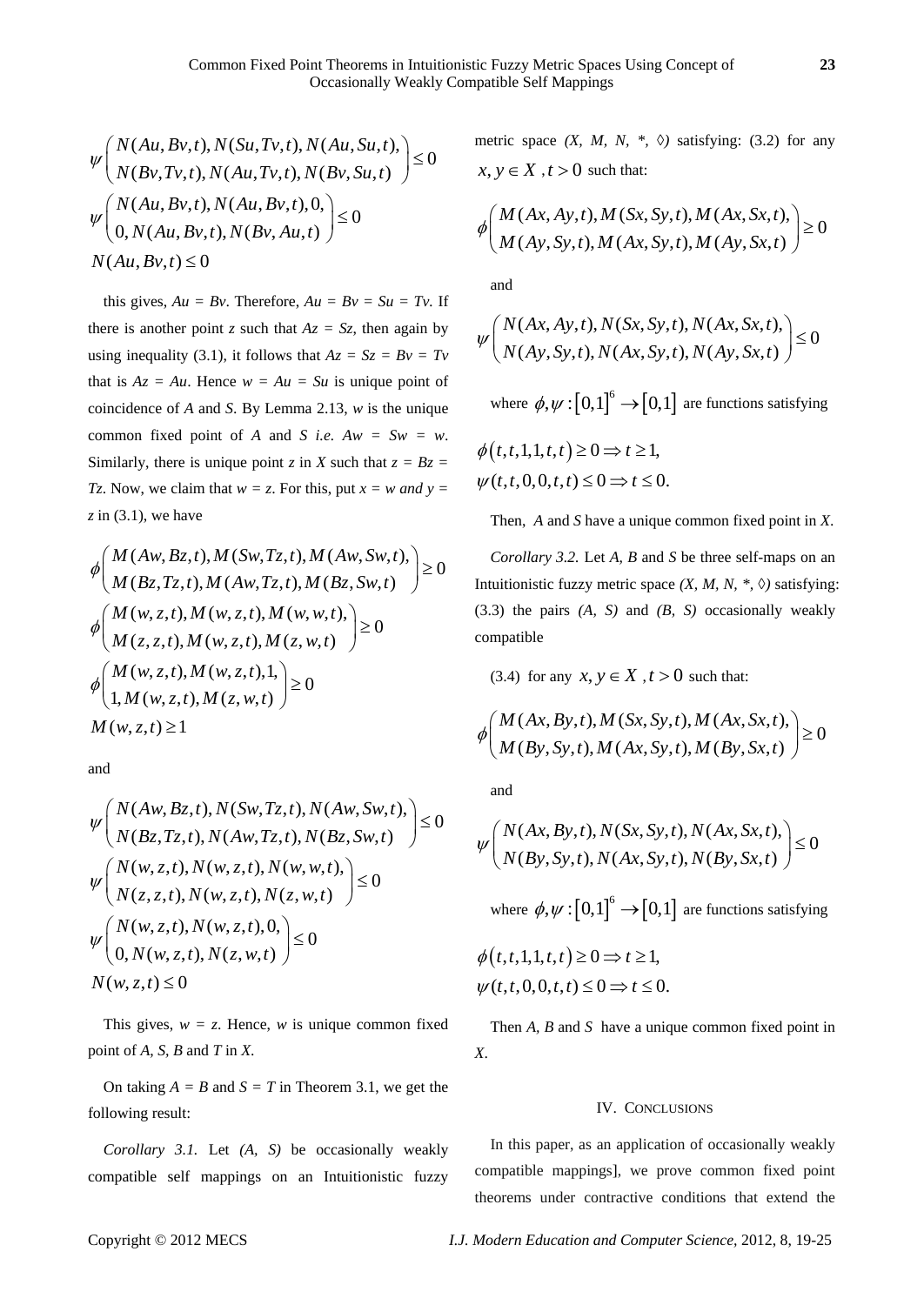$$\psi\begin{pmatrix} N(Au,Bv,t), N(Su,Tv,t), N(Au,Su,t), \\ N(Bv,Tv,t), N(Au,Tv,t), N(Bv,Su,t) \end{pmatrix} \leq 0$$

$$\psi\begin{pmatrix} N(Au,Bv,t), N(Au,Bv,t), 0, \\ 0, N(Au,Bv,t), N(Bv,Au,t) \end{pmatrix} \leq 0$$

$$N(Au,Bv,t) \leq 0$$

this gives, $Au = Bv$. Therefore, $Au = Bv = Su = Tv$. If there is another point $z$ such that $Az = Sz$, then again by using inequality (3.1), it follows that $Az = Sz = Bv = Tv$ that is $Az = Au$. Hence $w = Au = Su$ is unique point of coincidence of $A$ and $S$. By Lemma 2.13, $w$ is the unique common fixed point of $A$ and $S$ *i.e.* $Aw = Sw = w$. Similarly, there is unique point $z$ in $X$ such that $z = Bz = Tz$. Now, we claim that $w = z$. For this, put $x = w$ *and* $y = z$ in (3.1), we have

$$\phi\begin{pmatrix} M(Aw,Bz,t), M(Sw,Tz,t), M(Aw,Sw,t), \\ M(Bz,Tz,t), M(Aw,Tz,t), M(Bz,Sw,t) \end{pmatrix} \geq 0$$

$$\phi\begin{pmatrix} M(w,z,t), M(w,z,t), M(w,w,t), \\ M(z,z,t), M(w,z,t), M(z,w,t) \end{pmatrix} \geq 0$$

$$\phi\begin{pmatrix} M(w,z,t), M(w,z,t), 1, \\ 1, M(w,z,t), M(z,w,t) \end{pmatrix} \geq 0$$

$$M(w,z,t) \geq 1$$

and

$$\psi\begin{pmatrix} N(Aw,Bz,t), N(Sw,Tz,t), N(Aw,Sw,t), \\ N(Bz,Tz,t), N(Aw,Tz,t), N(Bz,Sw,t) \end{pmatrix} \leq 0$$

$$\psi\begin{pmatrix} N(w,z,t), N(w,z,t), N(w,w,t), \\ N(z,z,t), N(w,z,t), N(z,w,t) \end{pmatrix} \leq 0$$

$$\psi\begin{pmatrix} N(w,z,t), N(w,z,t), 0, \\ 0, N(w,z,t), N(z,w,t) \end{pmatrix} \leq 0$$

$$N(w,z,t) \leq 0$$

This gives, $w = z$. Hence, $w$ is unique common fixed point of $A$, $S$, $B$ and $T$ in $X$.

On taking $A = B$ and $S = T$ in Theorem 3.1, we get the following result:

*Corollary 3.1.* Let $(A, S)$ be occasionally weakly compatible self mappings on an Intuitionistic fuzzy metric space $(X, M, N, *, \lozenge)$ satisfying: (3.2) for any $x, y \in X$ , $t > 0$ such that:

$$\phi\begin{pmatrix} M(Ax,Ay,t), M(Sx,Sy,t), M(Ax,Sx,t), \\ M(Ay,Sy,t), M(Ax,Sy,t), M(Ay,Sx,t) \end{pmatrix} \geq 0$$

and

$$\psi\begin{pmatrix} N(Ax,Ay,t), N(Sx,Sy,t), N(Ax,Sx,t), \\ N(Ay,Sy,t), N(Ax,Sy,t), N(Ay,Sx,t) \end{pmatrix} \leq 0$$

where $\phi, \psi : [0,1]^6 \to [0,1]$ are functions satisfying

$$\phi(t,t,1,1,t,t) \geq 0 \Rightarrow t \geq 1,$$
$$\psi(t,t,0,0,t,t) \leq 0 \Rightarrow t \leq 0.$$

Then, $A$ and $S$ have a unique common fixed point in $X$.

*Corollary 3.2.* Let $A$, $B$ and $S$ be three self-maps on an Intuitionistic fuzzy metric space $(X, M, N, *, \lozenge)$ satisfying: (3.3) the pairs $(A, S)$ and $(B, S)$ occasionally weakly compatible

(3.4) for any $x, y \in X$ , $t > 0$ such that:

$$\phi\begin{pmatrix} M(Ax,By,t), M(Sx,Sy,t), M(Ax,Sx,t), \\ M(By,Sy,t), M(Ax,Sy,t), M(By,Sx,t) \end{pmatrix} \geq 0$$

and

$$\psi\begin{pmatrix} N(Ax,By,t), N(Sx,Sy,t), N(Ax,Sx,t), \\ N(By,Sy,t), N(Ax,Sy,t), N(By,Sx,t) \end{pmatrix} \leq 0$$

where $\phi, \psi : [0,1]^6 \to [0,1]$ are functions satisfying

$$\phi(t,t,1,1,t,t) \geq 0 \Rightarrow t \geq 1,$$
$$\psi(t,t,0,0,t,t) \leq 0 \Rightarrow t \leq 0.$$

Then $A$, $B$ and $S$ have a unique common fixed point in $X$.

## IV. Conclusions

In this paper, as an application of occasionally weakly compatible mappings], we prove common fixed point theorems under contractive conditions that extend the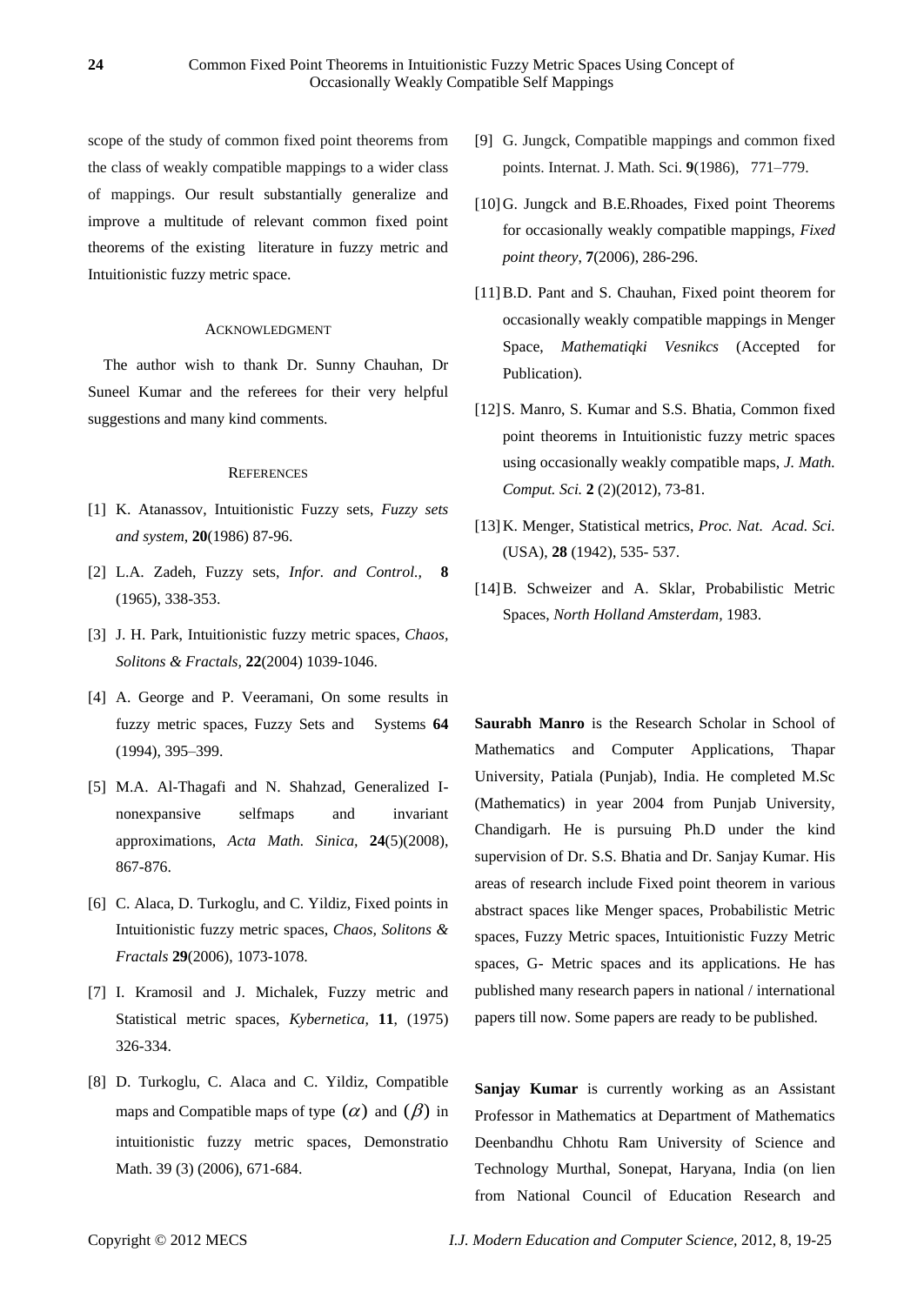scope of the study of common fixed point theorems from the class of weakly compatible mappings to a wider class of mappings. Our result substantially generalize and improve a multitude of relevant common fixed point theorems of the existing literature in fuzzy metric and Intuitionistic fuzzy metric space.

### ACKNOWLEDGMENT

The author wish to thank Dr. Sunny Chauhan, Dr Suneel Kumar and the referees for their very helpful suggestions and many kind comments.

### REFERENCES

[1] K. Atanassov, Intuitionistic Fuzzy sets, *Fuzzy sets and system*, **20**(1986) 87-96.

[2] L.A. Zadeh, Fuzzy sets, *Infor. and Control.,* **8** (1965), 338-353.

[3] J. H. Park, Intuitionistic fuzzy metric spaces, *Chaos, Solitons & Fractals,* **22**(2004) 1039-1046.

[4] A. George and P. Veeramani, On some results in fuzzy metric spaces, Fuzzy Sets and Systems **64** (1994), 395–399.

[5] M.A. Al-Thagafi and N. Shahzad, Generalized I-nonexpansive selfmaps and invariant approximations, *Acta Math. Sinica,* **24**(5)(2008), 867-876.

[6] C. Alaca, D. Turkoglu, and C. Yildiz, Fixed points in Intuitionistic fuzzy metric spaces, *Chaos, Solitons & Fractals* **29**(2006), 1073-1078.

[7] I. Kramosil and J. Michalek, Fuzzy metric and Statistical metric spaces, *Kybernetica,* **11**, (1975) 326-334.

[8] D. Turkoglu, C. Alaca and C. Yildiz, Compatible maps and Compatible maps of type $(\alpha)$ and $(\beta)$ in intuitionistic fuzzy metric spaces, Demonstratio Math. 39 (3) (2006), 671-684.

[9] G. Jungck, Compatible mappings and common fixed points. Internat. J. Math. Sci. **9**(1986), 771–779.

[10] G. Jungck and B.E.Rhoades, Fixed point Theorems for occasionally weakly compatible mappings, *Fixed point theory*, **7**(2006), 286-296.

[11] B.D. Pant and S. Chauhan, Fixed point theorem for occasionally weakly compatible mappings in Menger Space, *Mathematiqki Vesnikcs* (Accepted for Publication).

[12] S. Manro, S. Kumar and S.S. Bhatia, Common fixed point theorems in Intuitionistic fuzzy metric spaces using occasionally weakly compatible maps, *J. Math. Comput. Sci.* **2** (2)(2012), 73-81.

[13] K. Menger, Statistical metrics, *Proc. Nat. Acad. Sci.* (USA), **28** (1942), 535- 537.

[14] B. Schweizer and A. Sklar, Probabilistic Metric Spaces, *North Holland Amsterdam,* 1983.

**Saurabh Manro** is the Research Scholar in School of Mathematics and Computer Applications, Thapar University, Patiala (Punjab), India. He completed M.Sc (Mathematics) in year 2004 from Punjab University, Chandigarh. He is pursuing Ph.D under the kind supervision of Dr. S.S. Bhatia and Dr. Sanjay Kumar. His areas of research include Fixed point theorem in various abstract spaces like Menger spaces, Probabilistic Metric spaces, Fuzzy Metric spaces, Intuitionistic Fuzzy Metric spaces, G- Metric spaces and its applications. He has published many research papers in national / international papers till now. Some papers are ready to be published.

**Sanjay Kumar** is currently working as an Assistant Professor in Mathematics at Department of Mathematics Deenbandhu Chhotu Ram University of Science and Technology Murthal, Sonepat, Haryana, India (on lien from National Council of Education Research and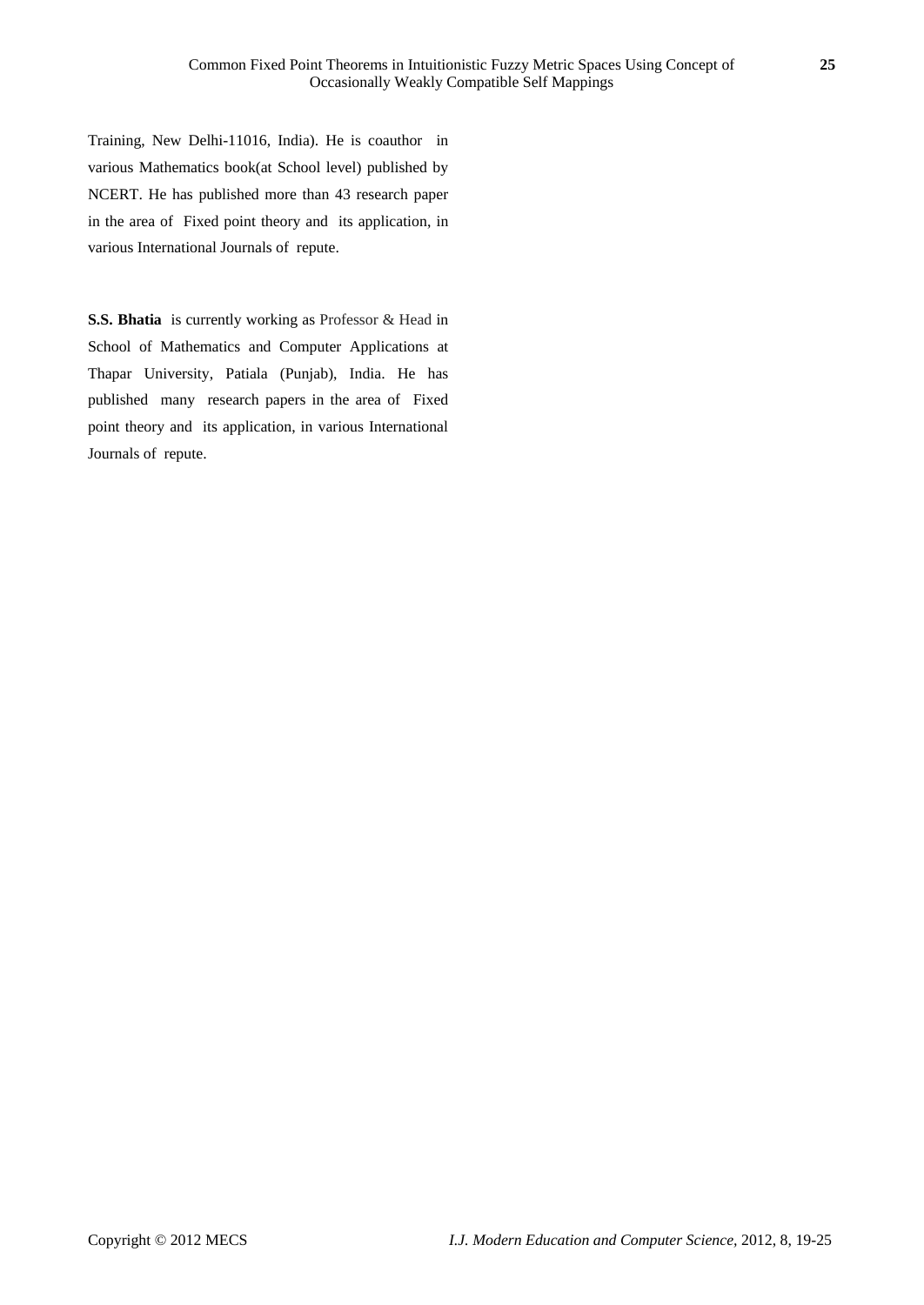Training, New Delhi-11016, India). He is coauthor in various Mathematics book(at School level) published by NCERT. He has published more than 43 research paper in the area of Fixed point theory and its application, in various International Journals of repute.

**S.S. Bhatia** is currently working as Professor & Head in School of Mathematics and Computer Applications at Thapar University, Patiala (Punjab), India. He has published many research papers in the area of Fixed point theory and its application, in various International Journals of repute.